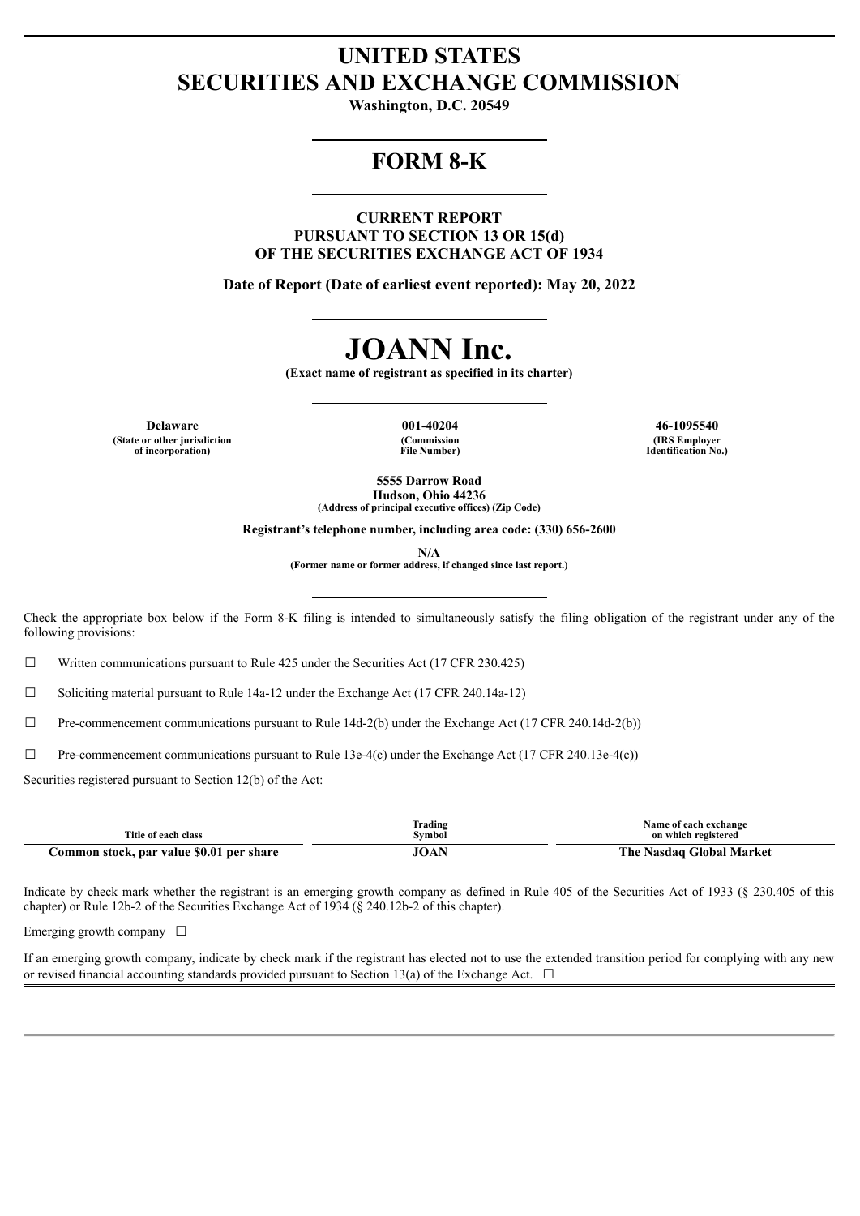# UNITED STATES
# SECURITIES AND EXCHANGE COMMISSION

**Washington, D.C. 20549**

## FORM 8-K

**CURRENT REPORT**
**PURSUANT TO SECTION 13 OR 15(d)**
**OF THE SECURITIES EXCHANGE ACT OF 1934**

**Date of Report (Date of earliest event reported): May 20, 2022**

# JOANN Inc.

**(Exact name of registrant as specified in its charter)**

| Delaware | 001-40204 | 46-1095540 |
|---|---|---|
| (State or other jurisdiction of incorporation) | (Commission File Number) | (IRS Employer Identification No.) |

**5555 Darrow Road**
**Hudson, Ohio 44236**
**(Address of principal executive offices) (Zip Code)**

**Registrant's telephone number, including area code: (330) 656-2600**

**N/A**
**(Former name or former address, if changed since last report.)**

Check the appropriate box below if the Form 8-K filing is intended to simultaneously satisfy the filing obligation of the registrant under any of the following provisions:

☐ Written communications pursuant to Rule 425 under the Securities Act (17 CFR 230.425)

☐ Soliciting material pursuant to Rule 14a-12 under the Exchange Act (17 CFR 240.14a-12)

☐ Pre-commencement communications pursuant to Rule 14d-2(b) under the Exchange Act (17 CFR 240.14d-2(b))

☐ Pre-commencement communications pursuant to Rule 13e-4(c) under the Exchange Act (17 CFR 240.13e-4(c))

Securities registered pursuant to Section 12(b) of the Act:

| Title of each class | Trading Symbol | Name of each exchange on which registered |
|---|---|---|
| **Common stock, par value $0.01 per share** | **JOAN** | **The Nasdaq Global Market** |

Indicate by check mark whether the registrant is an emerging growth company as defined in Rule 405 of the Securities Act of 1933 (§ 230.405 of this chapter) or Rule 12b-2 of the Securities Exchange Act of 1934 (§ 240.12b-2 of this chapter).

Emerging growth company ☐

If an emerging growth company, indicate by check mark if the registrant has elected not to use the extended transition period for complying with any new or revised financial accounting standards provided pursuant to Section 13(a) of the Exchange Act. ☐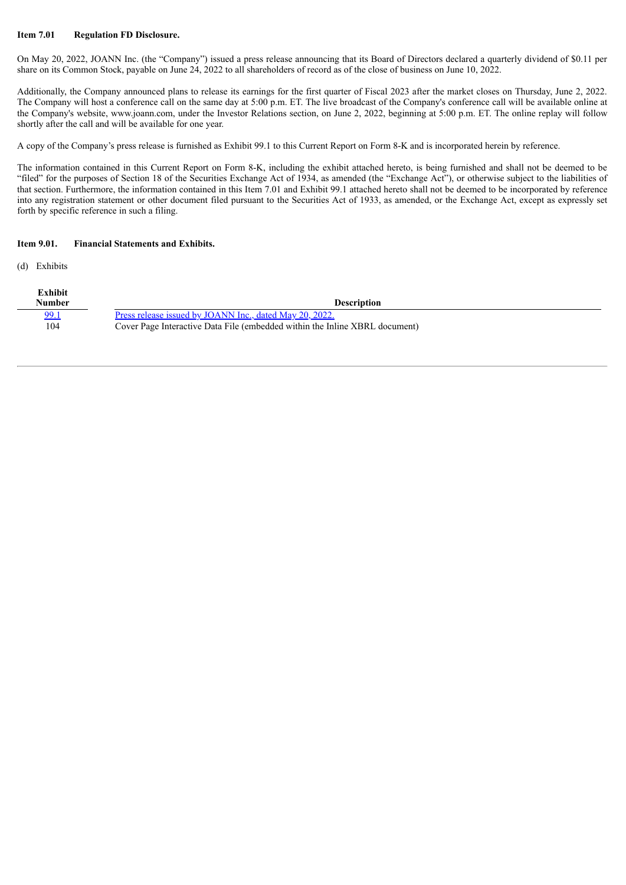**Item 7.01 Regulation FD Disclosure.**

On May 20, 2022, JOANN Inc. (the "Company") issued a press release announcing that its Board of Directors declared a quarterly dividend of $0.11 per share on its Common Stock, payable on June 24, 2022 to all shareholders of record as of the close of business on June 10, 2022.

Additionally, the Company announced plans to release its earnings for the first quarter of Fiscal 2023 after the market closes on Thursday, June 2, 2022. The Company will host a conference call on the same day at 5:00 p.m. ET. The live broadcast of the Company's conference call will be available online at the Company's website, www.joann.com, under the Investor Relations section, on June 2, 2022, beginning at 5:00 p.m. ET. The online replay will follow shortly after the call and will be available for one year.

A copy of the Company's press release is furnished as Exhibit 99.1 to this Current Report on Form 8-K and is incorporated herein by reference.

The information contained in this Current Report on Form 8-K, including the exhibit attached hereto, is being furnished and shall not be deemed to be "filed" for the purposes of Section 18 of the Securities Exchange Act of 1934, as amended (the "Exchange Act"), or otherwise subject to the liabilities of that section. Furthermore, the information contained in this Item 7.01 and Exhibit 99.1 attached hereto shall not be deemed to be incorporated by reference into any registration statement or other document filed pursuant to the Securities Act of 1933, as amended, or the Exchange Act, except as expressly set forth by specific reference in such a filing.

**Item 9.01. Financial Statements and Exhibits.**

(d) Exhibits

| Exhibit Number | Description |
|---|---|
| 99.1 | Press release issued by JOANN Inc., dated May 20, 2022. |
| 104 | Cover Page Interactive Data File (embedded within the Inline XBRL document) |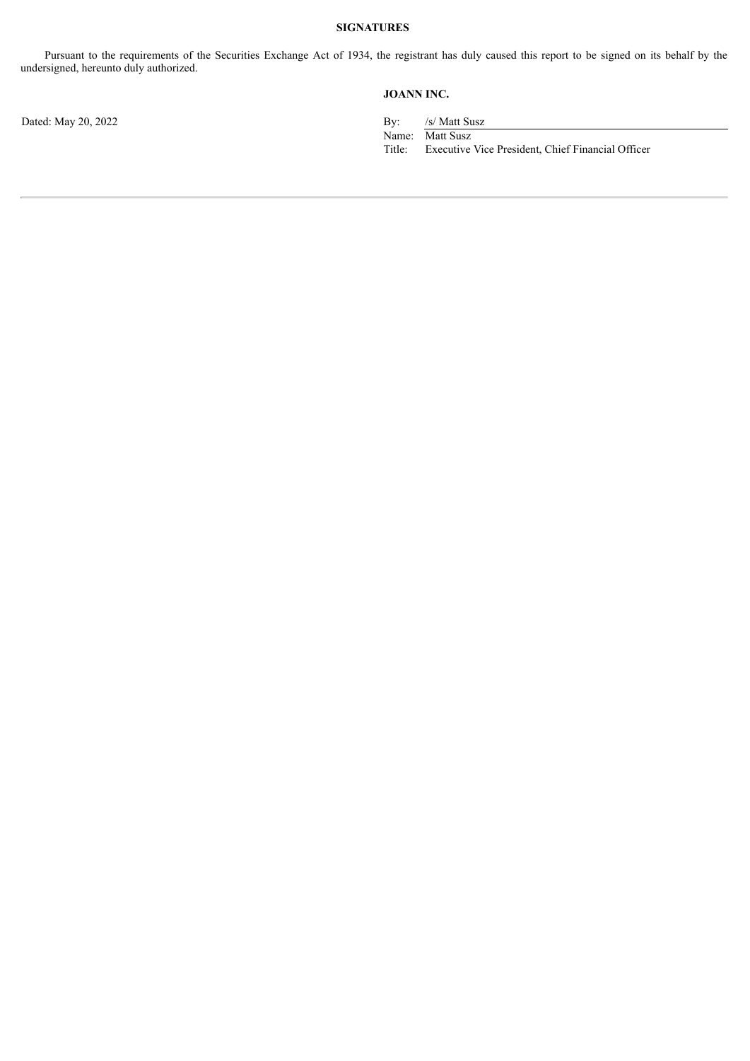**SIGNATURES**

Pursuant to the requirements of the Securities Exchange Act of 1934, the registrant has duly caused this report to be signed on its behalf by the undersigned, hereunto duly authorized.

**JOANN INC.**

Dated: May 20, 2022

By: /s/ Matt Susz
Name: Matt Susz
Title: Executive Vice President, Chief Financial Officer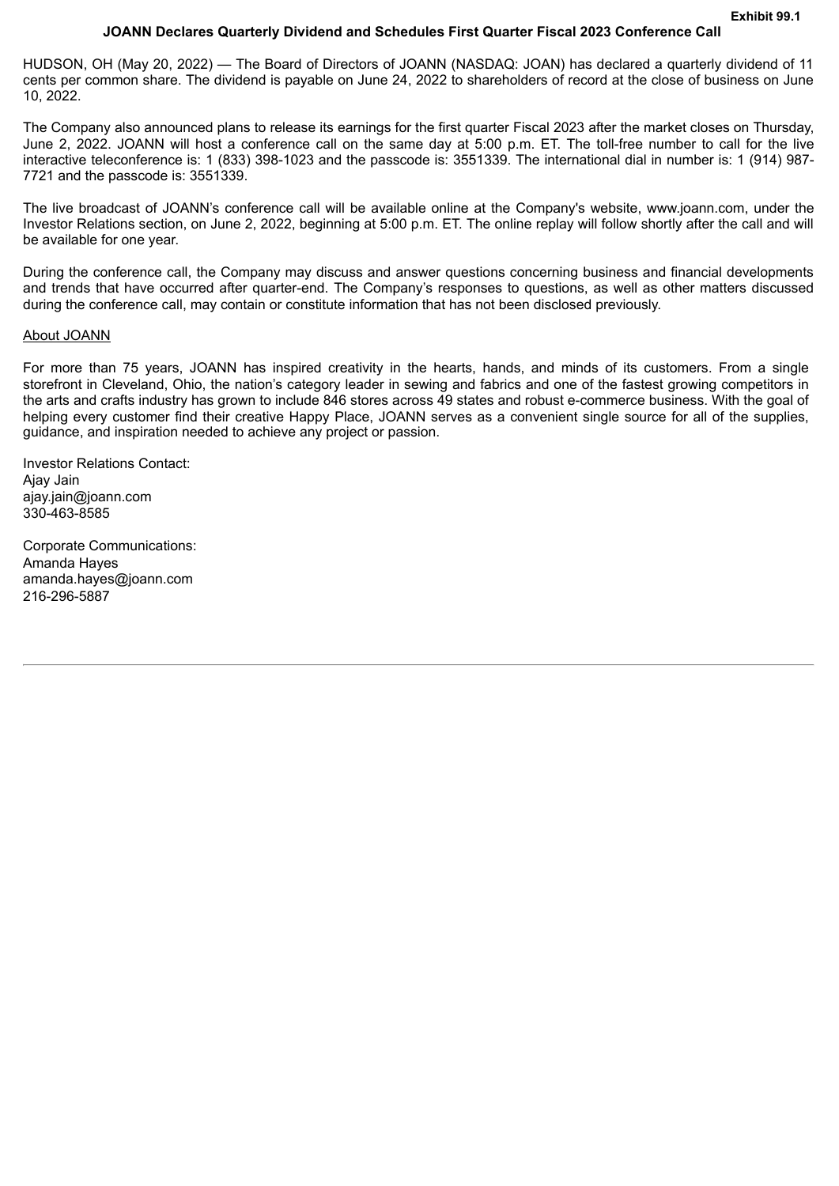Exhibit 99.1

# JOANN Declares Quarterly Dividend and Schedules First Quarter Fiscal 2023 Conference Call

HUDSON, OH (May 20, 2022) — The Board of Directors of JOANN (NASDAQ: JOAN) has declared a quarterly dividend of 11 cents per common share. The dividend is payable on June 24, 2022 to shareholders of record at the close of business on June 10, 2022.

The Company also announced plans to release its earnings for the first quarter Fiscal 2023 after the market closes on Thursday, June 2, 2022. JOANN will host a conference call on the same day at 5:00 p.m. ET. The toll-free number to call for the live interactive teleconference is: 1 (833) 398-1023 and the passcode is: 3551339. The international dial in number is: 1 (914) 987-7721 and the passcode is: 3551339.

The live broadcast of JOANN's conference call will be available online at the Company's website, www.joann.com, under the Investor Relations section, on June 2, 2022, beginning at 5:00 p.m. ET. The online replay will follow shortly after the call and will be available for one year.

During the conference call, the Company may discuss and answer questions concerning business and financial developments and trends that have occurred after quarter-end. The Company's responses to questions, as well as other matters discussed during the conference call, may contain or constitute information that has not been disclosed previously.

## About JOANN

For more than 75 years, JOANN has inspired creativity in the hearts, hands, and minds of its customers. From a single storefront in Cleveland, Ohio, the nation's category leader in sewing and fabrics and one of the fastest growing competitors in the arts and crafts industry has grown to include 846 stores across 49 states and robust e-commerce business. With the goal of helping every customer find their creative Happy Place, JOANN serves as a convenient single source for all of the supplies, guidance, and inspiration needed to achieve any project or passion.

Investor Relations Contact:
Ajay Jain
ajay.jain@joann.com
330-463-8585

Corporate Communications:
Amanda Hayes
amanda.hayes@joann.com
216-296-5887